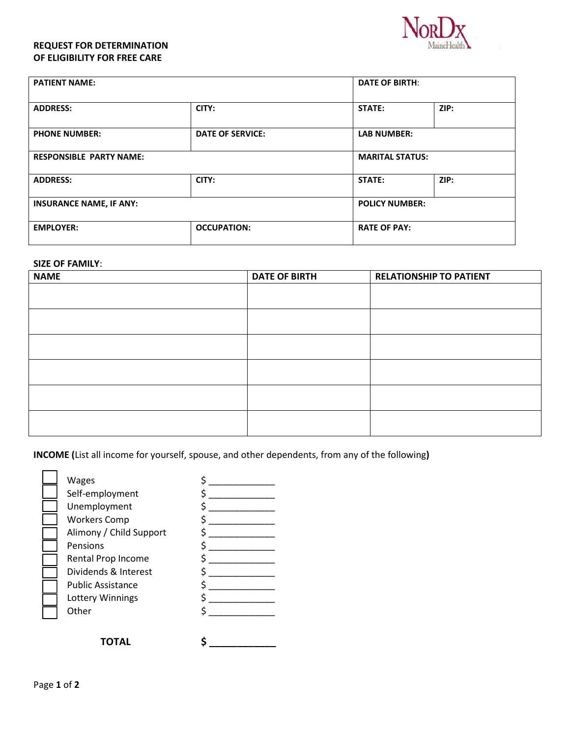NorDx MaineHealth

# REQUEST FOR DETERMINATION OF ELIGIBILITY FOR FREE CARE

| | | | |
|---|---|---|---|
| **PATIENT NAME:** | | **DATE OF BIRTH**: | |
| **ADDRESS:** | **CITY:** | **STATE:** | **ZIP:** |
| **PHONE NUMBER:** | **DATE OF SERVICE:** | **LAB NUMBER:** | |
| **RESPONSIBLE PARTY NAME:** | | **MARITAL STATUS:** | |
| **ADDRESS:** | **CITY:** | **STATE:** | **ZIP:** |
| **INSURANCE NAME, IF ANY:** | | **POLICY NUMBER:** | |
| **EMPLOYER:** | **OCCUPATION:** | **RATE OF PAY:** | |

**SIZE OF FAMILY**:

| NAME | DATE OF BIRTH | RELATIONSHIP TO PATIENT |
|---|---|---|
| | | |
| | | |
| | | |
| | | |
| | | |
| | | |

**INCOME (**List all income for yourself, spouse, and other dependents, from any of the following**)**

- ☐ Wages $ ____________
- ☐ Self-employment $ ____________
- ☐ Unemployment $ ____________
- ☐ Workers Comp $ ____________
- ☐ Alimony / Child Support $ ____________
- ☐ Pensions $ ____________
- ☐ Rental Prop Income $ ____________
- ☐ Dividends & Interest $ ____________
- ☐ Public Assistance $ ____________
- ☐ Lottery Winnings $ ____________
- ☐ Other $ ____________

**TOTAL** **$ ____________**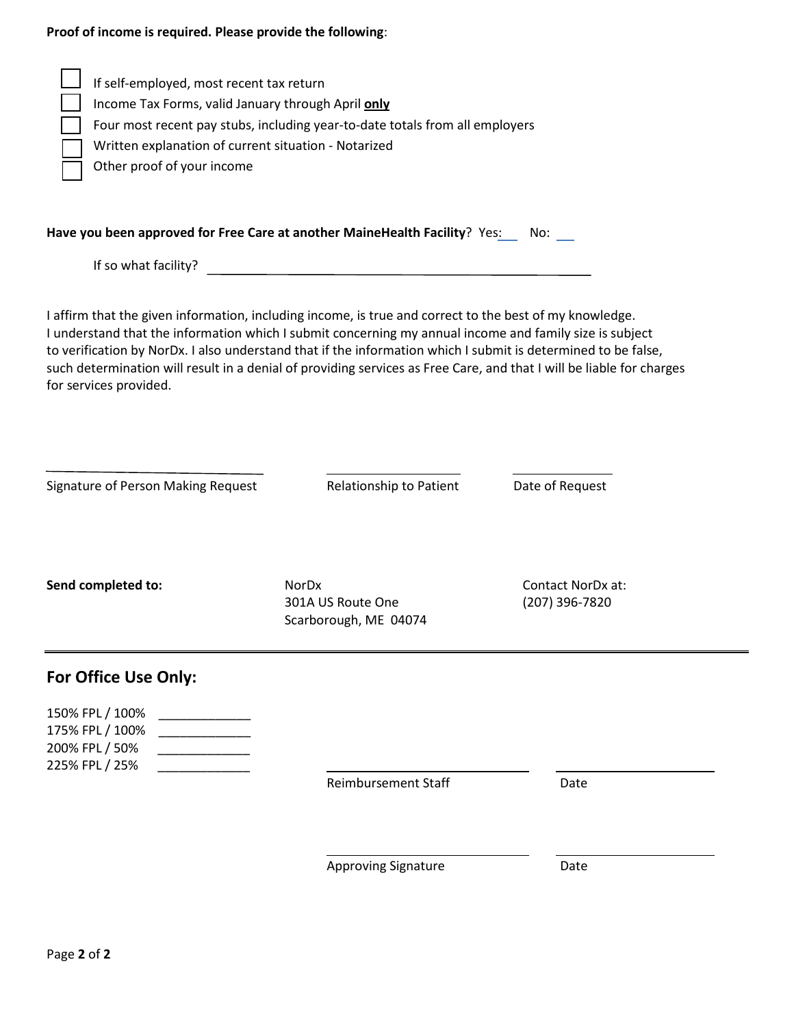**Proof of income is required. Please provide the following**:

- ☐ If self-employed, most recent tax return
- ☐ Income Tax Forms, valid January through April **only**
- ☐ Four most recent pay stubs, including year-to-date totals from all employers
- ☐ Written explanation of current situation - Notarized
- ☐ Other proof of your income

**Have you been approved for Free Care at another MaineHealth Facility**? Yes: ___ No: ___

If so what facility? ______________________________

I affirm that the given information, including income, is true and correct to the best of my knowledge. I understand that the information which I submit concerning my annual income and family size is subject to verification by NorDx. I also understand that if the information which I submit is determined to be false, such determination will result in a denial of providing services as Free Care, and that I will be liable for charges for services provided.

| | | |
|---|---|---|
| ______________________ | ______________ | ____________ |
| Signature of Person Making Request | Relationship to Patient | Date of Request |

**Send completed to:**

NorDx
301A US Route One
Scarborough, ME 04074

Contact NorDx at:
(207) 396-7820

---

## For Office Use Only:

150% FPL / 100% _____________
175% FPL / 100% _____________
200% FPL / 50% _____________
225% FPL / 25% _____________

| | |
|---|---|
| ______________________ | ______________ |
| Reimbursement Staff | Date |
| ______________________ | ______________ |
| Approving Signature | Date |